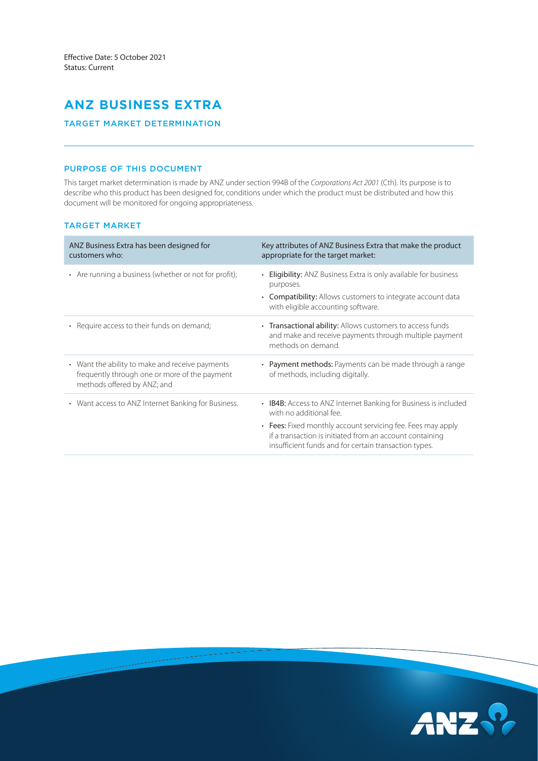Effective Date: 5 October 2021
Status: Current

# ANZ BUSINESS EXTRA

## TARGET MARKET DETERMINATION

### PURPOSE OF THIS DOCUMENT

This target market determination is made by ANZ under section 994B of the *Corporations Act 2001* (Cth). Its purpose is to describe who this product has been designed for, conditions under which the product must be distributed and how this document will be monitored for ongoing appropriateness.

### TARGET MARKET

| ANZ Business Extra has been designed for customers who: | Key attributes of ANZ Business Extra that make the product appropriate for the target market: |
|---|---|
| • Are running a business (whether or not for profit); | • **Eligibility:** ANZ Business Extra is only available for business purposes. • **Compatibility:** Allows customers to integrate account data with eligible accounting software. |
| • Require access to their funds on demand; | • **Transactional ability:** Allows customers to access funds and make and receive payments through multiple payment methods on demand. |
| • Want the ability to make and receive payments frequently through one or more of the payment methods offered by ANZ; and | • **Payment methods:** Payments can be made through a range of methods, including digitally. |
| • Want access to ANZ Internet Banking for Business. | • **IB4B:** Access to ANZ Internet Banking for Business is included with no additional fee. • **Fees:** Fixed monthly account servicing fee. Fees may apply if a transaction is initiated from an account containing insufficient funds and for certain transaction types. |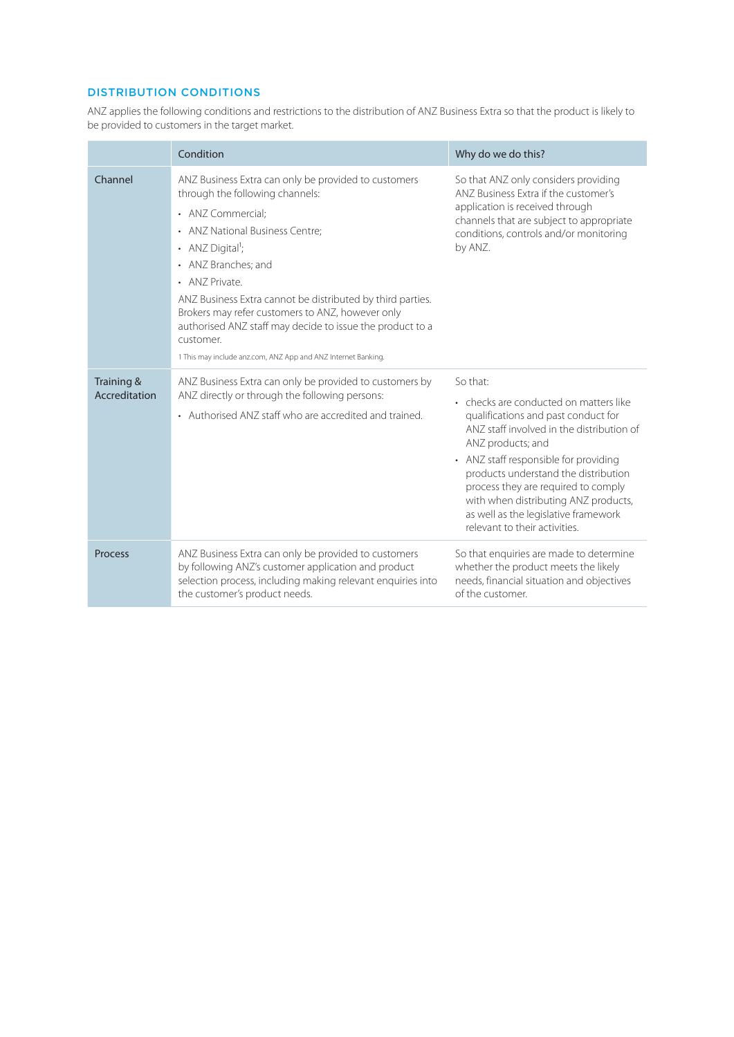## DISTRIBUTION CONDITIONS

ANZ applies the following conditions and restrictions to the distribution of ANZ Business Extra so that the product is likely to be provided to customers in the target market.

| | Condition | Why do we do this? |
|---|---|---|
| Channel | ANZ Business Extra can only be provided to customers through the following channels:<br>• ANZ Commercial;<br>• ANZ National Business Centre;<br>• ANZ Digital[1];<br>• ANZ Branches; and<br>• ANZ Private.<br>ANZ Business Extra cannot be distributed by third parties. Brokers may refer customers to ANZ, however only authorised ANZ staff may decide to issue the product to a customer.<br>1 This may include anz.com, ANZ App and ANZ Internet Banking. | So that ANZ only considers providing ANZ Business Extra if the customer's application is received through channels that are subject to appropriate conditions, controls and/or monitoring by ANZ. |
| Training & Accreditation | ANZ Business Extra can only be provided to customers by ANZ directly or through the following persons:<br>• Authorised ANZ staff who are accredited and trained. | So that:<br>• checks are conducted on matters like qualifications and past conduct for ANZ staff involved in the distribution of ANZ products; and<br>• ANZ staff responsible for providing products understand the distribution process they are required to comply with when distributing ANZ products, as well as the legislative framework relevant to their activities. |
| Process | ANZ Business Extra can only be provided to customers by following ANZ's customer application and product selection process, including making relevant enquiries into the customer's product needs. | So that enquiries are made to determine whether the product meets the likely needs, financial situation and objectives of the customer. |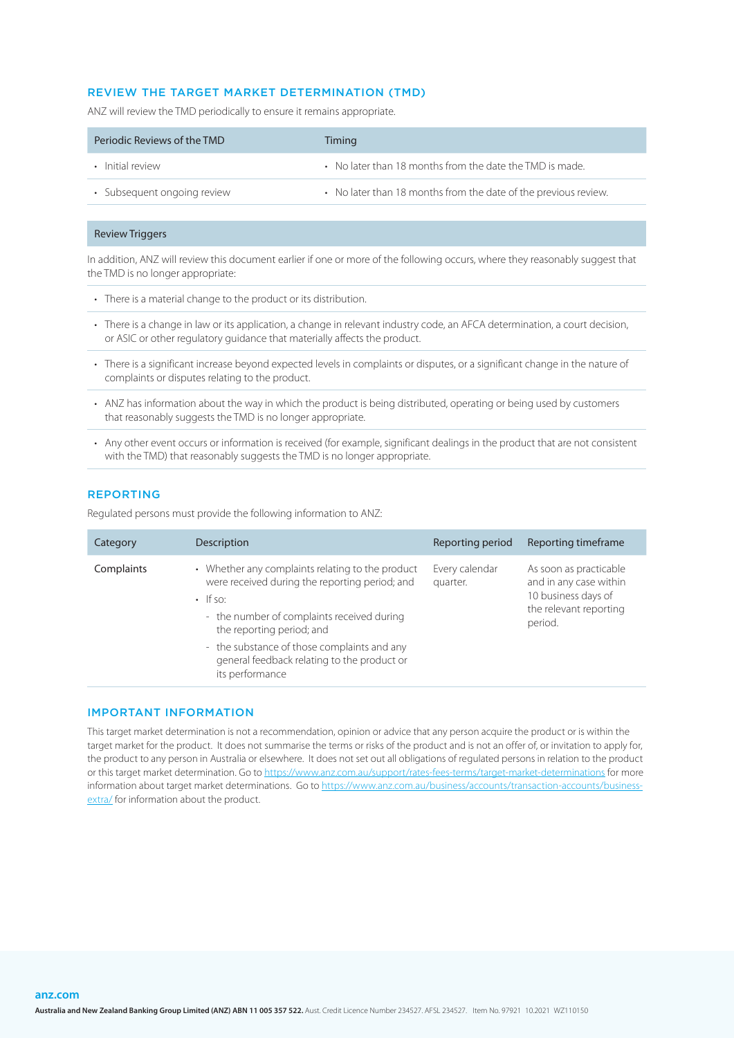## REVIEW THE TARGET MARKET DETERMINATION (TMD)

ANZ will review the TMD periodically to ensure it remains appropriate.

| Periodic Reviews of the TMD | Timing |
|---|---|
| • Initial review | • No later than 18 months from the date the TMD is made. |
| • Subsequent ongoing review | • No later than 18 months from the date of the previous review. |

| Review Triggers |
|---|
| In addition, ANZ will review this document earlier if one or more of the following occurs, where they reasonably suggest that the TMD is no longer appropriate: |
| • There is a material change to the product or its distribution. |
| • There is a change in law or its application, a change in relevant industry code, an AFCA determination, a court decision, or ASIC or other regulatory guidance that materially affects the product. |
| • There is a significant increase beyond expected levels in complaints or disputes, or a significant change in the nature of complaints or disputes relating to the product. |
| • ANZ has information about the way in which the product is being distributed, operating or being used by customers that reasonably suggests the TMD is no longer appropriate. |
| • Any other event occurs or information is received (for example, significant dealings in the product that are not consistent with the TMD) that reasonably suggests the TMD is no longer appropriate. |

## REPORTING

Regulated persons must provide the following information to ANZ:

| Category | Description | Reporting period | Reporting timeframe |
|---|---|---|---|
| Complaints | • Whether any complaints relating to the product were received during the reporting period; and<br>• If so:<br>- the number of complaints received during the reporting period; and<br>- the substance of those complaints and any general feedback relating to the product or its performance | Every calendar quarter. | As soon as practicable and in any case within 10 business days of the relevant reporting period. |

## IMPORTANT INFORMATION

This target market determination is not a recommendation, opinion or advice that any person acquire the product or is within the target market for the product. It does not summarise the terms or risks of the product and is not an offer of, or invitation to apply for, the product to any person in Australia or elsewhere. It does not set out all obligations of regulated persons in relation to the product or this target market determination. Go to https://www.anz.com.au/support/rates-fees-terms/target-market-determinations for more information about target market determinations. Go to https://www.anz.com.au/business/accounts/transaction-accounts/business-extra/ for information about the product.

anz.com

**Australia and New Zealand Banking Group Limited (ANZ) ABN 11 005 357 522.** Aust. Credit Licence Number 234527. AFSL 234527. Item No. 97921 10.2021 WZ110150